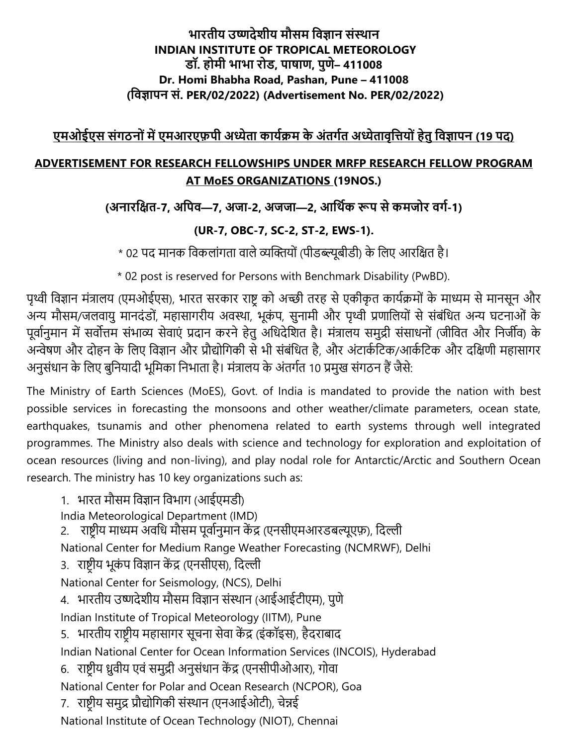**भारतीय उष्णदेशीय मौसम विज्ञान संस्थान**
**INDIAN INSTITUTE OF TROPICAL METEOROLOGY**
**डॉ. होमी भाभा रोड, पाषाण, पुणे– 411008**
**Dr. Homi Bhabha Road, Pashan, Pune – 411008**
**(विज्ञापन सं. PER/02/2022) (Advertisement No. PER/02/2022)**

## एमओईएस संगठनों में एमआरएफ़पी अध्येता कार्यक्रम के अंतर्गत अध्येतावृत्तियों हेतु विज्ञापन (19 पद)

## ADVERTISEMENT FOR RESEARCH FELLOWSHIPS UNDER MRFP RESEARCH FELLOW PROGRAM AT MoES ORGANIZATIONS (19NOS.)

**(अनारक्षित-7, अपिव—7, अजा-2, अजजा—2, आर्थिक रूप से कमजोर वर्ग-1)**

**(UR-7, OBC-7, SC-2, ST-2, EWS-1).**

* 02 पद मानक विकलांगता वाले व्यक्तियों (पीडब्ल्यूबीडी) के लिए आरक्षित है।

* 02 post is reserved for Persons with Benchmark Disability (PwBD).

पृथ्वी विज्ञान मंत्रालय (एमओईएस), भारत सरकार राष्ट्र को अच्छी तरह से एकीकृत कार्यक्रमों के माध्यम से मानसून और अन्य मौसम/जलवायु मानदंडों, महासागरीय अवस्था, भूकंप, सुनामी और पृथ्वी प्रणालियों से संबंधित अन्य घटनाओं के पूर्वानुमान में सर्वोत्तम संभाव्य सेवाएं प्रदान करने हेतु अधिदेशित है। मंत्रालय समुद्री संसाधनों (जीवित और निर्जीव) के अन्वेषण और दोहन के लिए विज्ञान और प्रौद्योगिकी से भी संबंधित है, और अंटार्कटिक/आर्कटिक और दक्षिणी महासागर अनुसंधान के लिए बुनियादी भूमिका निभाता है। मंत्रालय के अंतर्गत 10 प्रमुख संगठन हैं जैसे:

The Ministry of Earth Sciences (MoES), Govt. of India is mandated to provide the nation with best possible services in forecasting the monsoons and other weather/climate parameters, ocean state, earthquakes, tsunamis and other phenomena related to earth systems through well integrated programmes. The Ministry also deals with science and technology for exploration and exploitation of ocean resources (living and non-living), and play nodal role for Antarctic/Arctic and Southern Ocean research. The ministry has 10 key organizations such as:

1. भारत मौसम विज्ञान विभाग (आईएमडी)
   India Meteorological Department (IMD)
2. राष्ट्रीय माध्यम अवधि मौसम पूर्वानुमान केंद्र (एनसीएमआरडबल्यूएफ़), दिल्ली
   National Center for Medium Range Weather Forecasting (NCMRWF), Delhi
3. राष्ट्रीय भूकंप विज्ञान केंद्र (एनसीएस), दिल्ली
   National Center for Seismology, (NCS), Delhi
4. भारतीय उष्णदेशीय मौसम विज्ञान संस्थान (आईआईटीएम), पुणे
   Indian Institute of Tropical Meteorology (IITM), Pune
5. भारतीय राष्ट्रीय महासागर सूचना सेवा केंद्र (इंकॉइस), हैदराबाद
   Indian National Center for Ocean Information Services (INCOIS), Hyderabad
6. राष्ट्रीय ध्रुवीय एवं समुद्री अनुसंधान केंद्र (एनसीपीओआर), गोवा
   National Center for Polar and Ocean Research (NCPOR), Goa
7. राष्ट्रीय समुद्र प्रौद्योगिकी संस्थान (एनआईओटी), चेन्नई
   National Institute of Ocean Technology (NIOT), Chennai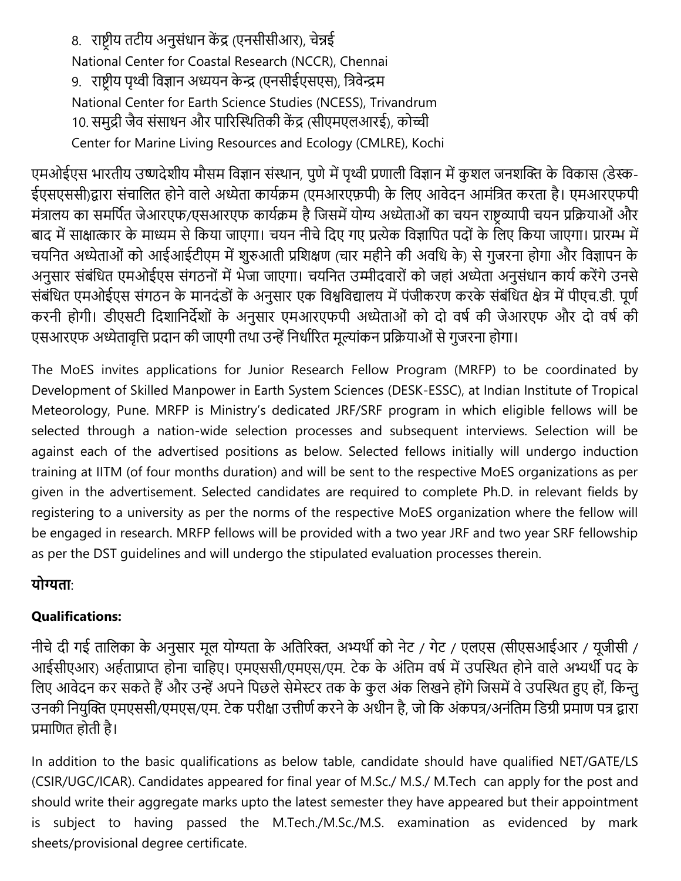8. राष्ट्रीय तटीय अनुसंधान केंद्र (एनसीसीआर), चेन्नई
National Center for Coastal Research (NCCR), Chennai

9. राष्ट्रीय पृथ्वी विज्ञान अध्ययन केन्द्र (एनसीईएसएस), त्रिवेन्द्रम
National Center for Earth Science Studies (NCESS), Trivandrum

10. समुद्री जैव संसाधन और पारिस्थितिकी केंद्र (सीएमएलआरई), कोच्ची
Center for Marine Living Resources and Ecology (CMLRE), Kochi

एमओईएस भारतीय उष्णदेशीय मौसम विज्ञान संस्थान, पुणे में पृथ्वी प्रणाली विज्ञान में कुशल जनशक्ति के विकास (डेस्क-ईएसएससी)द्वारा संचालित होने वाले अध्येता कार्यक्रम (एमआरएफ़पी) के लिए आवेदन आमंत्रित करता है। एमआरएफपी मंत्रालय का समर्पित जेआरएफ/एसआरएफ कार्यक्रम है जिसमें योग्य अध्येताओं का चयन राष्ट्रव्यापी चयन प्रक्रियाओं और बाद में साक्षात्कार के माध्यम से किया जाएगा। चयन नीचे दिए गए प्रत्येक विज्ञापित पदों के लिए किया जाएगा। प्रारम्भ में चयनित अध्येताओं को आईआईटीएम में शुरुआती प्रशिक्षण (चार महीने की अवधि के) से गुजरना होगा और विज्ञापन के अनुसार संबंधित एमओईएस संगठनों में भेजा जाएगा। चयनित उम्मीदवारों को जहां अध्येता अनुसंधान कार्य करेंगे उनसे संबंधित एमओईएस संगठन के मानदंडों के अनुसार एक विश्वविद्यालय में पंजीकरण करके संबंधित क्षेत्र में पीएच.डी. पूर्ण करनी होगी। डीएसटी दिशानिर्देशों के अनुसार एमआरएफपी अध्येताओं को दो वर्ष की जेआरएफ और दो वर्ष की एसआरएफ अध्येतावृत्ति प्रदान की जाएगी तथा उन्हें निर्धारित मूल्यांकन प्रक्रियाओं से गुजरना होगा।

The MoES invites applications for Junior Research Fellow Program (MRFP) to be coordinated by Development of Skilled Manpower in Earth System Sciences (DESK-ESSC), at Indian Institute of Tropical Meteorology, Pune. MRFP is Ministry's dedicated JRF/SRF program in which eligible fellows will be selected through a nation-wide selection processes and subsequent interviews. Selection will be against each of the advertised positions as below. Selected fellows initially will undergo induction training at IITM (of four months duration) and will be sent to the respective MoES organizations as per given in the advertisement. Selected candidates are required to complete Ph.D. in relevant fields by registering to a university as per the norms of the respective MoES organization where the fellow will be engaged in research. MRFP fellows will be provided with a two year JRF and two year SRF fellowship as per the DST guidelines and will undergo the stipulated evaluation processes therein.

**योग्यता**:

**Qualifications:**

नीचे दी गई तालिका के अनुसार मूल योग्यता के अतिरिक्त, अभ्यर्थी को नेट / गेट / एलएस (सीएसआईआर / यूजीसी / आईसीएआर) अर्हताप्राप्त होना चाहिए। एमएससी/एमएस/एम. टेक के अंतिम वर्ष में उपस्थित होने वाले अभ्यर्थी पद के लिए आवेदन कर सकते हैं और उन्हें अपने पिछले सेमेस्टर तक के कुल अंक लिखने होंगे जिसमें वे उपस्थित हुए हों, किन्तु उनकी नियुक्ति एमएससी/एमएस/एम. टेक परीक्षा उत्तीर्ण करने के अधीन है, जो कि अंकपत्र/अनंतिम डिग्री प्रमाण पत्र द्वारा प्रमाणित होती है।

In addition to the basic qualifications as below table, candidate should have qualified NET/GATE/LS (CSIR/UGC/ICAR). Candidates appeared for final year of M.Sc./ M.S./ M.Tech can apply for the post and should write their aggregate marks upto the latest semester they have appeared but their appointment is subject to having passed the M.Tech./M.Sc./M.S. examination as evidenced by mark sheets/provisional degree certificate.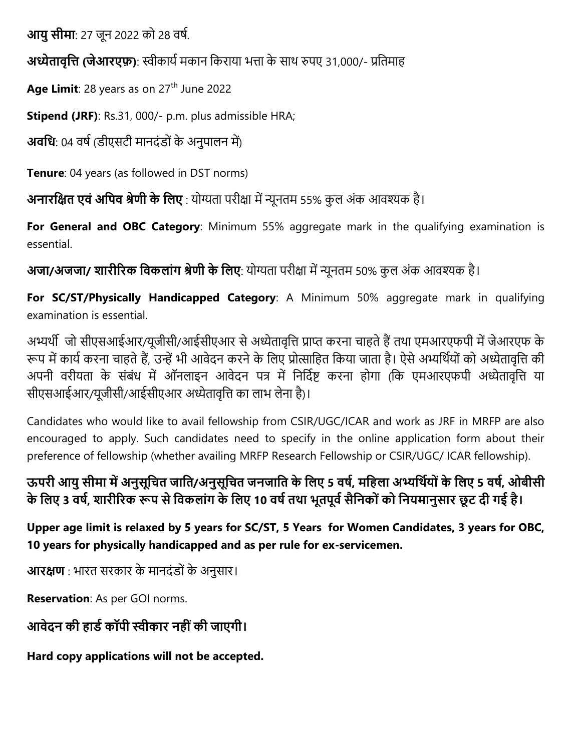**आयु सीमा**: 27 जून 2022 को 28 वर्ष.

**अध्येतावृत्ति (जेआरएफ़)**: स्वीकार्य मकान किराया भत्ता के साथ रुपए 31,000/- प्रतिमाह

**Age Limit**: 28 years as on 27th June 2022

**Stipend (JRF)**: Rs.31, 000/- p.m. plus admissible HRA;

**अवधि**: 04 वर्ष (डीएसटी मानदंडों के अनुपालन में)

**Tenure**: 04 years (as followed in DST norms)

**अनारक्षित एवं अपिव श्रेणी के लिए** : योग्यता परीक्षा में न्यूनतम 55% कुल अंक आवश्यक है।

**For General and OBC Category**: Minimum 55% aggregate mark in the qualifying examination is essential.

**अजा/अजजा/ शारीरिक विकलांग श्रेणी के लिए**: योग्यता परीक्षा में न्यूनतम 50% कुल अंक आवश्यक है।

**For SC/ST/Physically Handicapped Category**: A Minimum 50% aggregate mark in qualifying examination is essential.

अभ्यर्थी जो सीएसआईआर/यूजीसी/आईसीएआर से अध्येतावृत्ति प्राप्त करना चाहते हैं तथा एमआरएफपी में जेआरएफ के रूप में कार्य करना चाहते हैं, उन्हें भी आवेदन करने के लिए प्रोत्साहित किया जाता है। ऐसे अभ्यर्थियों को अध्येतावृत्ति की अपनी वरीयता के संबंध में ऑनलाइन आवेदन पत्र में निर्दिष्ट करना होगा (कि एमआरएफपी अध्येतावृत्ति या सीएसआईआर/यूजीसी/आईसीएआर अध्येतावृत्ति का लाभ लेना है)।

Candidates who would like to avail fellowship from CSIR/UGC/ICAR and work as JRF in MRFP are also encouraged to apply. Such candidates need to specify in the online application form about their preference of fellowship (whether availing MRFP Research Fellowship or CSIR/UGC/ ICAR fellowship).

**ऊपरी आयु सीमा में अनुसूचित जाति/अनुसूचित जनजाति के लिए 5 वर्ष, महिला अभ्यर्थियों के लिए 5 वर्ष, ओबीसी के लिए 3 वर्ष, शारीरिक रूप से विकलांग के लिए 10 वर्ष तथा भूतपूर्व सैनिकों को नियमानुसार छूट दी गई है।**

**Upper age limit is relaxed by 5 years for SC/ST, 5 Years for Women Candidates, 3 years for OBC, 10 years for physically handicapped and as per rule for ex-servicemen.**

**आरक्षण** : भारत सरकार के मानदंडों के अनुसार।

**Reservation**: As per GOI norms.

**आवेदन की हार्ड कॉपी स्वीकार नहीं की जाएगी।**

**Hard copy applications will not be accepted.**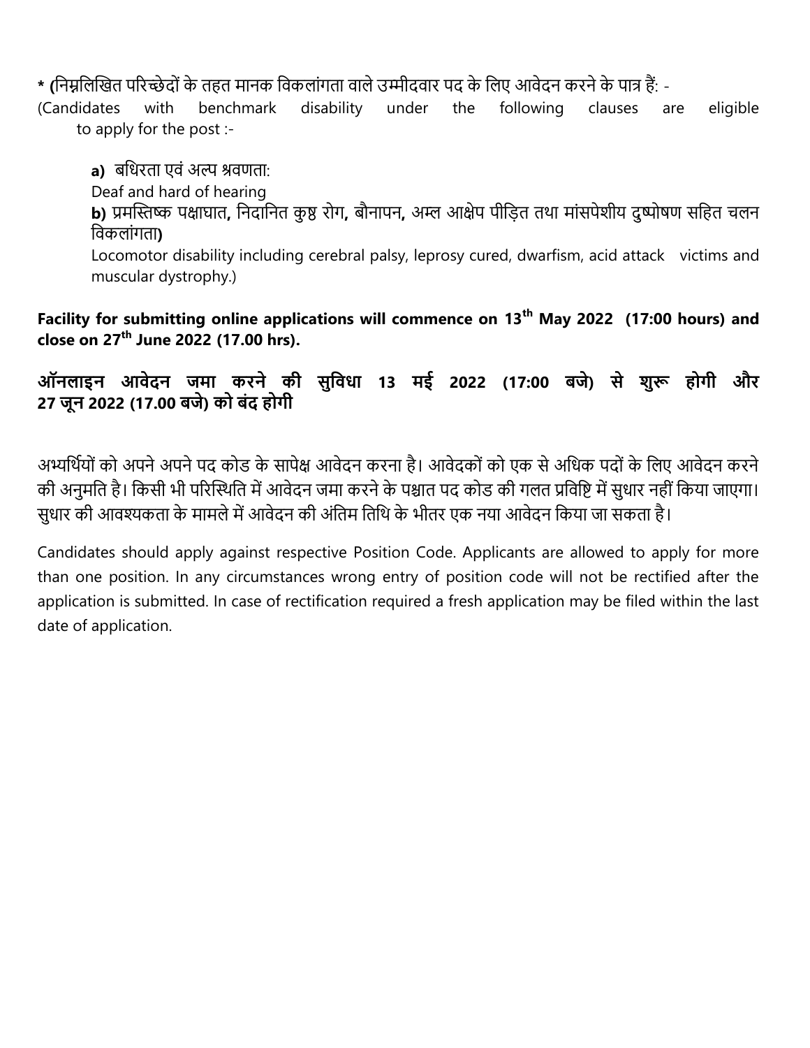* **(**निम्नलिखित परिच्छेदों के तहत मानक विकलांगता वाले उम्मीदवार पद के लिए आवेदन करने के पात्र हैं: -
(Candidates with benchmark disability under the following clauses are eligible to apply for the post :-

**a)** बधिरता एवं अल्प श्रवणता:
Deaf and hard of hearing
**b)** प्रमस्तिष्क पक्षाघात**,** निदानित कुष्ठ रोग**,** बौनापन**,** अम्ल आक्षेप पीड़ित तथा मांसपेशीय दुष्पोषण सहित चलन विकलांगता**)**
Locomotor disability including cerebral palsy, leprosy cured, dwarfism, acid attack victims and muscular dystrophy.)

**Facility for submitting online applications will commence on 13th May 2022 (17:00 hours) and close on 27th June 2022 (17.00 hrs).**

**ऑनलाइन आवेदन जमा करने की सुविधा 13 मई 2022 (17:00 बजे) से शुरू होगी और 27 जून 2022 (17.00 बजे) को बंद होगी**

अभ्यर्थियों को अपने अपने पद कोड के सापेक्ष आवेदन करना है। आवेदकों को एक से अधिक पदों के लिए आवेदन करने की अनुमति है। किसी भी परिस्थिति में आवेदन जमा करने के पश्चात पद कोड की गलत प्रविष्टि में सुधार नहीं किया जाएगा। सुधार की आवश्यकता के मामले में आवेदन की अंतिम तिथि के भीतर एक नया आवेदन किया जा सकता है।

Candidates should apply against respective Position Code. Applicants are allowed to apply for more than one position. In any circumstances wrong entry of position code will not be rectified after the application is submitted. In case of rectification required a fresh application may be filed within the last date of application.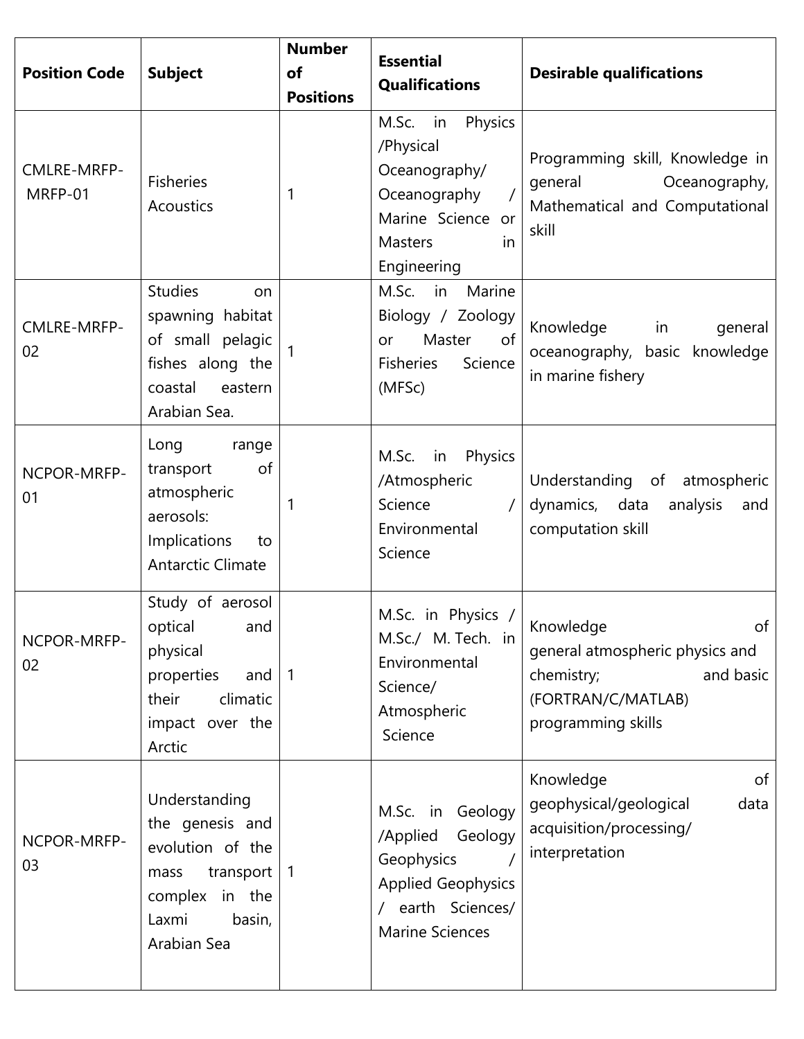| Position Code | Subject | Number of Positions | Essential Qualifications | Desirable qualifications |
|---|---|---|---|---|
| CMLRE-MRFP-MRFP-01 | Fisheries Acoustics | 1 | M.Sc. in Physics /Physical Oceanography/ Oceanography / Marine Science or Masters in Engineering | Programming skill, Knowledge in general Oceanography, Mathematical and Computational skill |
| CMLRE-MRFP-02 | Studies on spawning habitat of small pelagic fishes along the coastal eastern Arabian Sea. | 1 | M.Sc. in Marine Biology / Zoology or Master of Fisheries Science (MFSc) | Knowledge in general oceanography, basic knowledge in marine fishery |
| NCPOR-MRFP-01 | Long range transport of atmospheric aerosols: Implications to Antarctic Climate | 1 | M.Sc. in Physics /Atmospheric Science / Environmental Science | Understanding of atmospheric dynamics, data analysis and computation skill |
| NCPOR-MRFP-02 | Study of aerosol optical and physical properties and their climatic impact over the Arctic | 1 | M.Sc. in Physics / M.Sc./ M. Tech. in Environmental Science/ Atmospheric Science | Knowledge of general atmospheric physics and chemistry; and basic (FORTRAN/C/MATLAB) programming skills |
| NCPOR-MRFP-03 | Understanding the genesis and evolution of the mass transport complex in the Laxmi basin, Arabian Sea | 1 | M.Sc. in Geology /Applied Geology Geophysics / Applied Geophysics / earth Sciences/ Marine Sciences | Knowledge of geophysical/geological data acquisition/processing/ interpretation |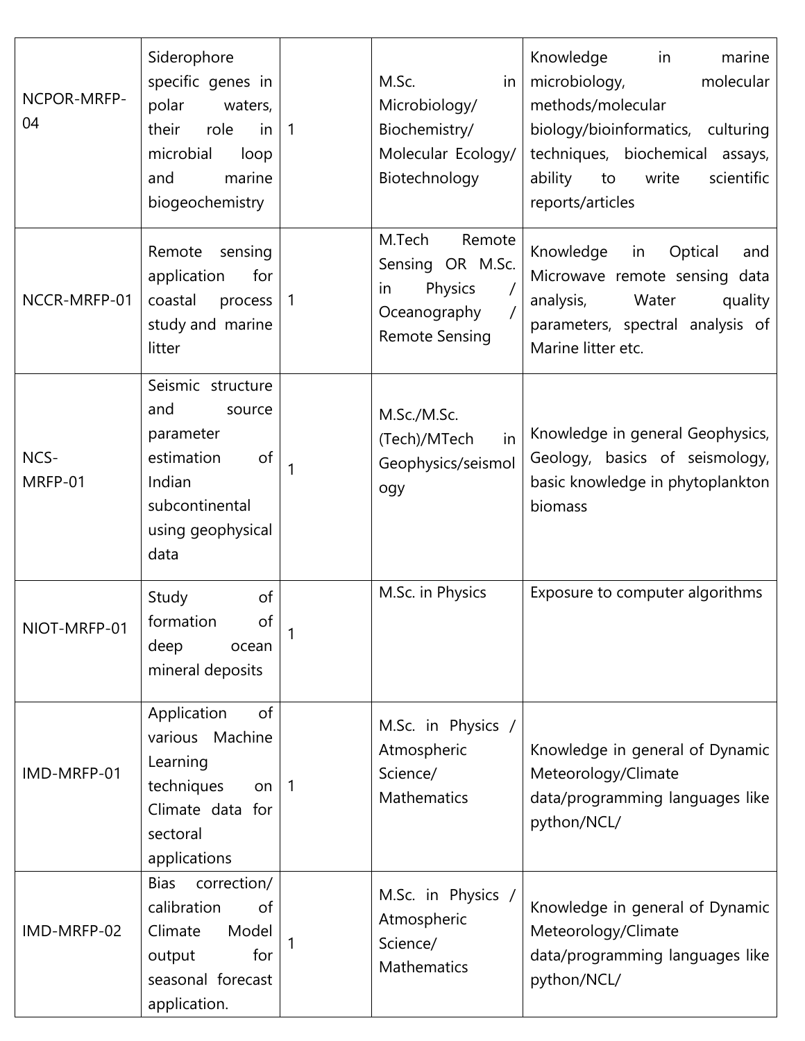| NCPOR-MRFP-04 | Siderophore specific genes in polar waters, their role in microbial loop and marine biogeochemistry | 1 | M.Sc. in Microbiology/ Biochemistry/ Molecular Ecology/ Biotechnology | Knowledge in marine microbiology, molecular methods/molecular biology/bioinformatics, culturing techniques, biochemical assays, ability to write scientific reports/articles |
|---|---|---|---|---|
| NCCR-MRFP-01 | Remote sensing application for coastal process study and marine litter | 1 | M.Tech Remote Sensing OR M.Sc. in Physics / Oceanography / Remote Sensing | Knowledge in Optical and Microwave remote sensing data analysis, Water quality parameters, spectral analysis of Marine litter etc. |
| NCS-MRFP-01 | Seismic structure and source parameter estimation of Indian subcontinental using geophysical data | 1 | M.Sc./M.Sc.(Tech)/MTech in Geophysics/seismology | Knowledge in general Geophysics, Geology, basics of seismology, basic knowledge in phytoplankton biomass |
| NIOT-MRFP-01 | Study of formation of deep ocean mineral deposits | 1 | M.Sc. in Physics | Exposure to computer algorithms |
| IMD-MRFP-01 | Application of various Machine Learning techniques on Climate data for sectoral applications | 1 | M.Sc. in Physics / Atmospheric Science/ Mathematics | Knowledge in general of Dynamic Meteorology/Climate data/programming languages like python/NCL/ |
| IMD-MRFP-02 | Bias correction/ calibration of Climate Model output for seasonal forecast application. | 1 | M.Sc. in Physics / Atmospheric Science/ Mathematics | Knowledge in general of Dynamic Meteorology/Climate data/programming languages like python/NCL/ |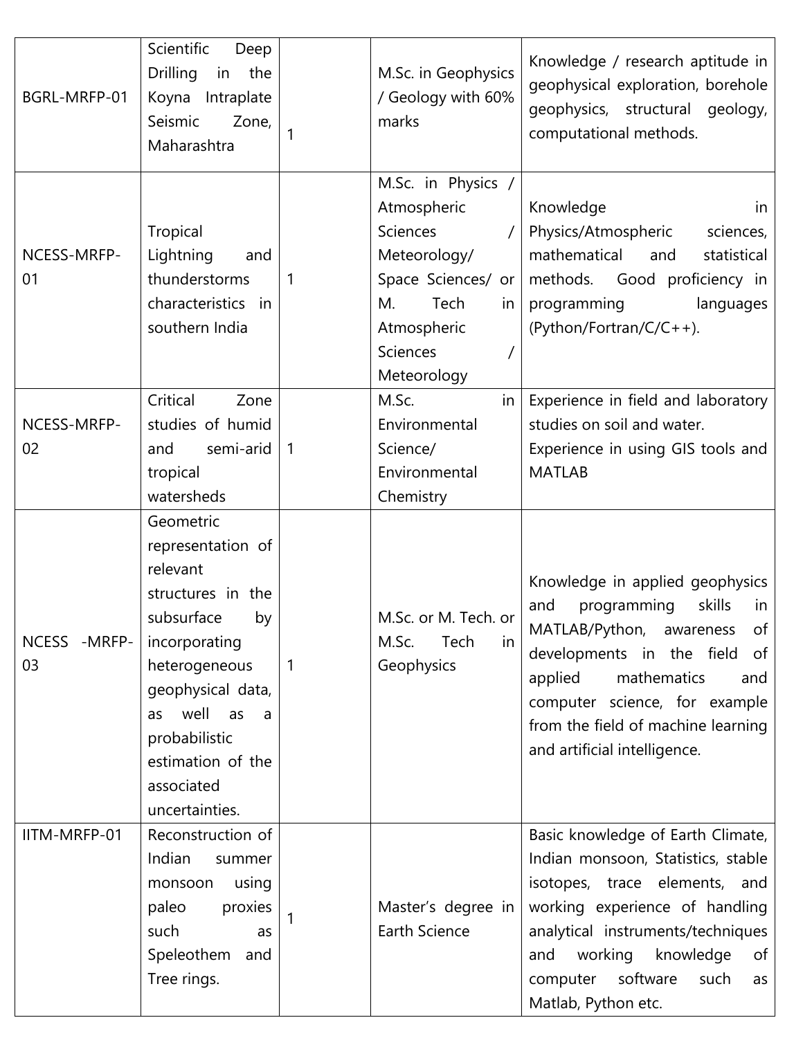| BGRL-MRFP-01 | Scientific Deep Drilling in the Koyna Intraplate Seismic Zone, Maharashtra | 1 | M.Sc. in Geophysics / Geology with 60% marks | Knowledge / research aptitude in geophysical exploration, borehole geophysics, structural geology, computational methods. |
|---|---|---|---|---|
| NCESS-MRFP-01 | Tropical Lightning and thunderstorms characteristics in southern India | 1 | M.Sc. in Physics / Atmospheric Sciences / Meteorology/ Space Sciences/ or M. Tech in Atmospheric Sciences / Meteorology | Knowledge in Physics/Atmospheric sciences, mathematical and statistical methods. Good proficiency in programming languages (Python/Fortran/C/C++). |
| NCESS-MRFP-02 | Critical Zone studies of humid and semi-arid tropical watersheds | 1 | M.Sc. in Environmental Science/ Environmental Chemistry | Experience in field and laboratory studies on soil and water. Experience in using GIS tools and MATLAB |
| NCESS -MRFP-03 | Geometric representation of relevant structures in the subsurface by incorporating heterogeneous geophysical data, as well as a probabilistic estimation of the associated uncertainties. | 1 | M.Sc. or M. Tech. or M.Sc. Tech in Geophysics | Knowledge in applied geophysics and programming skills in MATLAB/Python, awareness of developments in the field of applied mathematics and computer science, for example from the field of machine learning and artificial intelligence. |
| IITM-MRFP-01 | Reconstruction of Indian summer monsoon using paleo proxies such as Speleothem and Tree rings. | 1 | Master's degree in Earth Science | Basic knowledge of Earth Climate, Indian monsoon, Statistics, stable isotopes, trace elements, and working experience of handling analytical instruments/techniques and working knowledge of computer software such as Matlab, Python etc. |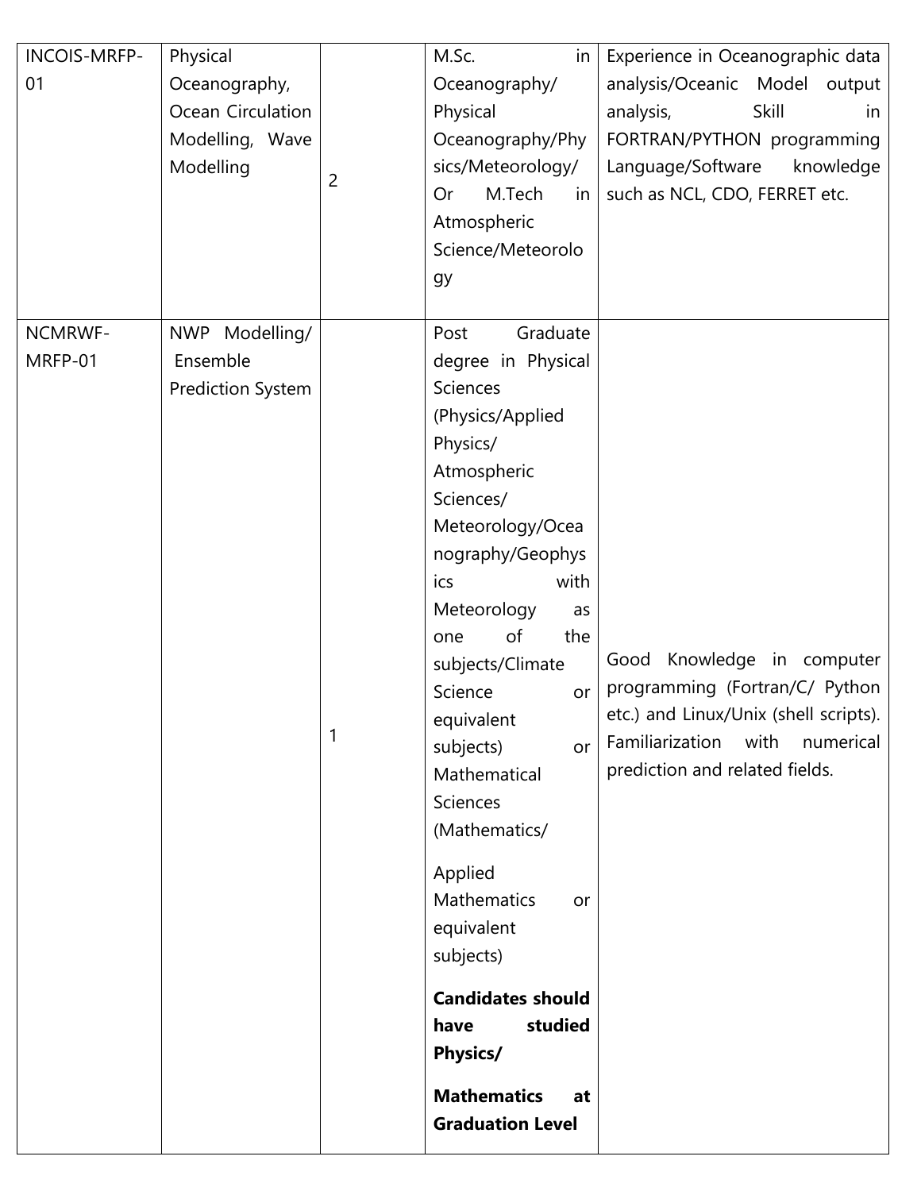| | | | | |
|---|---|---|---|---|
| INCOIS-MRFP-01 | Physical Oceanography, Ocean Circulation Modelling, Wave Modelling | 2 | M.Sc. in Oceanography/ Physical Oceanography/Physics/Meteorology/ Or M.Tech in Atmospheric Science/Meteorology | Experience in Oceanographic data analysis/Oceanic Model output analysis, Skill in FORTRAN/PYTHON programming Language/Software knowledge such as NCL, CDO, FERRET etc. |
| NCMRWF-MRFP-01 | NWP Modelling/ Ensemble Prediction System | 1 | Post Graduate degree in Physical Sciences (Physics/Applied Physics/ Atmospheric Sciences/ Meteorology/Oceanography/Geophysics with Meteorology as one of the subjects/Climate Science or equivalent subjects) or Mathematical Sciences (Mathematics/ Applied Mathematics or equivalent subjects) **Candidates should have studied Physics/ Mathematics at Graduation Level** | Good Knowledge in computer programming (Fortran/C/ Python etc.) and Linux/Unix (shell scripts). Familiarization with numerical prediction and related fields. |